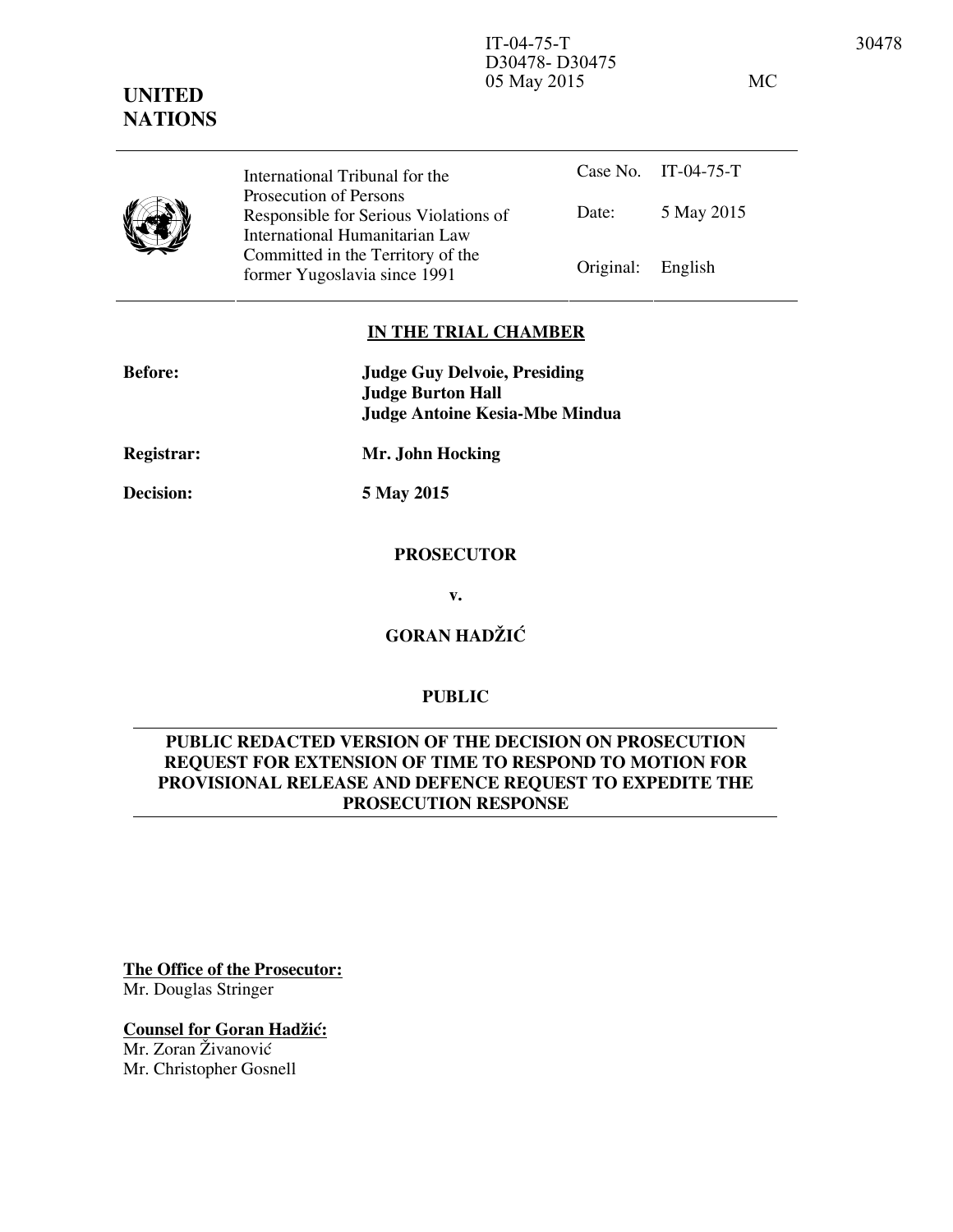IT-04-75-T
D30478- D30475
05 May 2015 MC

**UNITED NATIONS**

| | International Tribunal for the Prosecution of Persons Responsible for Serious Violations of International Humanitarian Law Committed in the Territory of the former Yugoslavia since 1991 | Case No. | IT-04-75-T |
|---|---|---|---|
| | | Date: | 5 May 2015 |
| | | Original: | English |

**IN THE TRIAL CHAMBER**

**Before:** **Judge Guy Delvoie, Presiding**
**Judge Burton Hall**
**Judge Antoine Kesia-Mbe Mindua**

**Registrar:** **Mr. John Hocking**

**Decision:** **5 May 2015**

**PROSECUTOR**

**v.**

**GORAN HADŽIĆ**

**PUBLIC**

**PUBLIC REDACTED VERSION OF THE DECISION ON PROSECUTION REQUEST FOR EXTENSION OF TIME TO RESPOND TO MOTION FOR PROVISIONAL RELEASE AND DEFENCE REQUEST TO EXPEDITE THE PROSECUTION RESPONSE**

**The Office of the Prosecutor:**
Mr. Douglas Stringer

**Counsel for Goran Hadžić:**
Mr. Zoran Živanović
Mr. Christopher Gosnell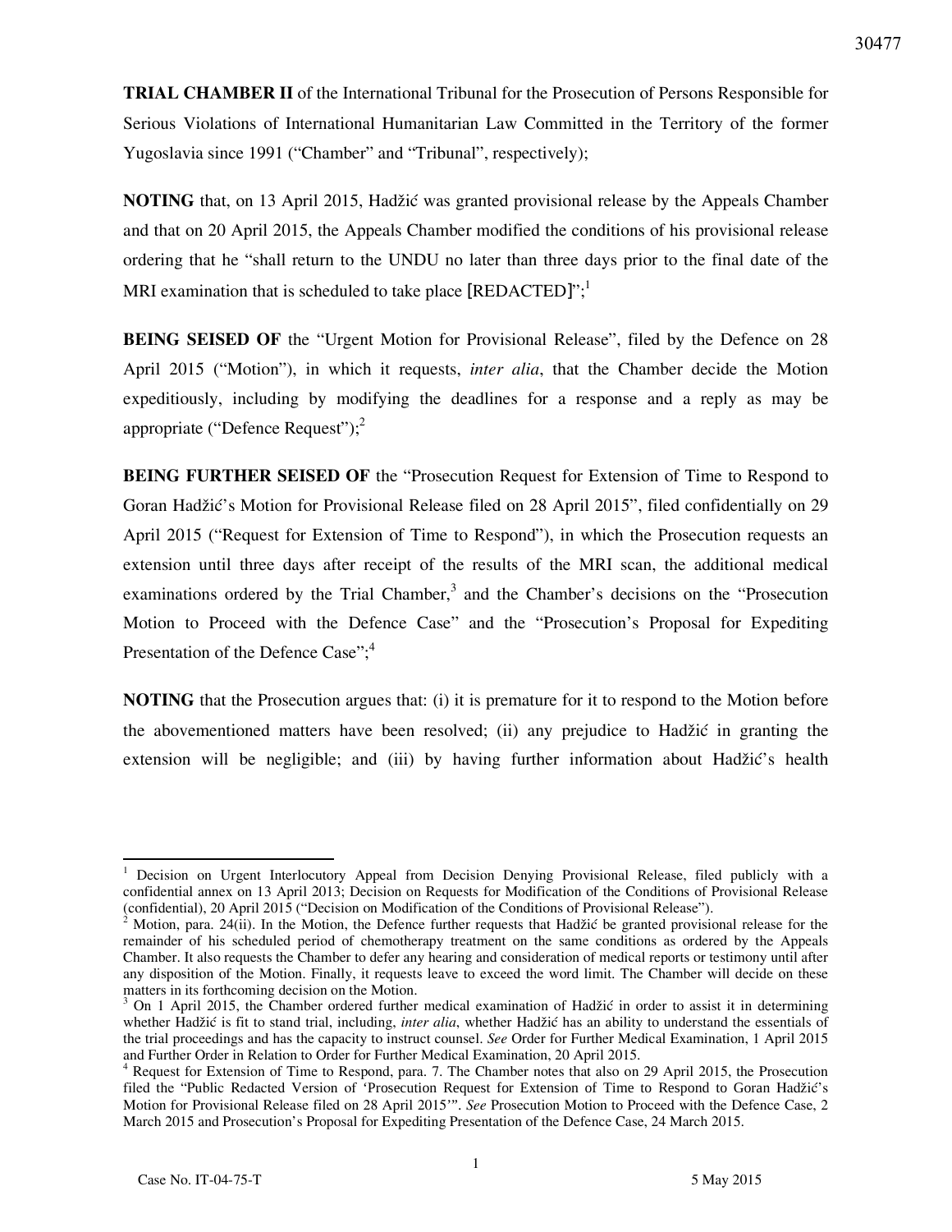**TRIAL CHAMBER II** of the International Tribunal for the Prosecution of Persons Responsible for Serious Violations of International Humanitarian Law Committed in the Territory of the former Yugoslavia since 1991 ("Chamber" and "Tribunal", respectively);

**NOTING** that, on 13 April 2015, Hadžić was granted provisional release by the Appeals Chamber and that on 20 April 2015, the Appeals Chamber modified the conditions of his provisional release ordering that he "shall return to the UNDU no later than three days prior to the final date of the MRI examination that is scheduled to take place [REDACTED]";[1]

**BEING SEISED OF** the "Urgent Motion for Provisional Release", filed by the Defence on 28 April 2015 ("Motion"), in which it requests, *inter alia*, that the Chamber decide the Motion expeditiously, including by modifying the deadlines for a response and a reply as may be appropriate ("Defence Request");[2]

**BEING FURTHER SEISED OF** the "Prosecution Request for Extension of Time to Respond to Goran Hadžić's Motion for Provisional Release filed on 28 April 2015", filed confidentially on 29 April 2015 ("Request for Extension of Time to Respond"), in which the Prosecution requests an extension until three days after receipt of the results of the MRI scan, the additional medical examinations ordered by the Trial Chamber,[3] and the Chamber's decisions on the "Prosecution Motion to Proceed with the Defence Case" and the "Prosecution's Proposal for Expediting Presentation of the Defence Case";[4]

**NOTING** that the Prosecution argues that: (i) it is premature for it to respond to the Motion before the abovementioned matters have been resolved; (ii) any prejudice to Hadžić in granting the extension will be negligible; and (iii) by having further information about Hadžić's health

---

[1] Decision on Urgent Interlocutory Appeal from Decision Denying Provisional Release, filed publicly with a confidential annex on 13 April 2013; Decision on Requests for Modification of the Conditions of Provisional Release (confidential), 20 April 2015 ("Decision on Modification of the Conditions of Provisional Release").

[2] Motion, para. 24(ii). In the Motion, the Defence further requests that Hadžić be granted provisional release for the remainder of his scheduled period of chemotherapy treatment on the same conditions as ordered by the Appeals Chamber. It also requests the Chamber to defer any hearing and consideration of medical reports or testimony until after any disposition of the Motion. Finally, it requests leave to exceed the word limit. The Chamber will decide on these matters in its forthcoming decision on the Motion.

[3] On 1 April 2015, the Chamber ordered further medical examination of Hadžić in order to assist it in determining whether Hadžić is fit to stand trial, including, *inter alia*, whether Hadžić has an ability to understand the essentials of the trial proceedings and has the capacity to instruct counsel. *See* Order for Further Medical Examination, 1 April 2015 and Further Order in Relation to Order for Further Medical Examination, 20 April 2015.

[4] Request for Extension of Time to Respond, para. 7. The Chamber notes that also on 29 April 2015, the Prosecution filed the "Public Redacted Version of 'Prosecution Request for Extension of Time to Respond to Goran Hadžić's Motion for Provisional Release filed on 28 April 2015'". *See* Prosecution Motion to Proceed with the Defence Case, 2 March 2015 and Prosecution's Proposal for Expediting Presentation of the Defence Case, 24 March 2015.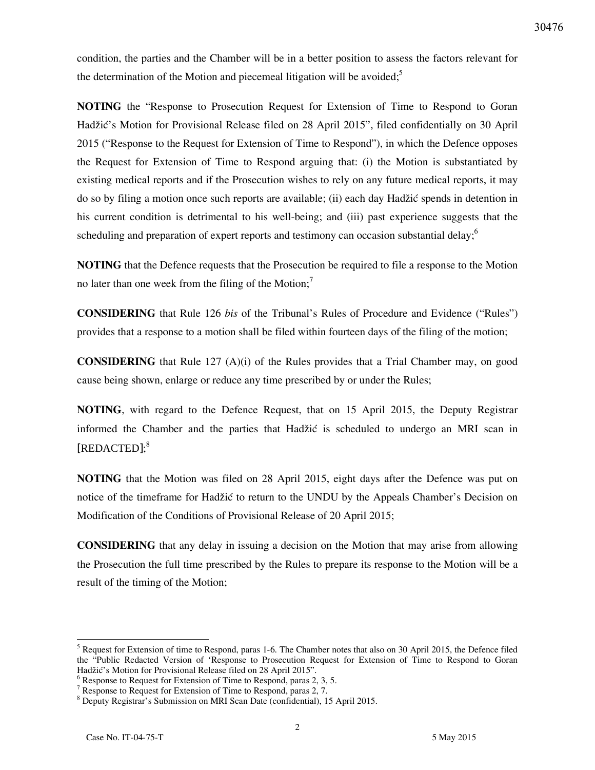condition, the parties and the Chamber will be in a better position to assess the factors relevant for the determination of the Motion and piecemeal litigation will be avoided;[5]

**NOTING** the "Response to Prosecution Request for Extension of Time to Respond to Goran Hadžić's Motion for Provisional Release filed on 28 April 2015", filed confidentially on 30 April 2015 ("Response to the Request for Extension of Time to Respond"), in which the Defence opposes the Request for Extension of Time to Respond arguing that: (i) the Motion is substantiated by existing medical reports and if the Prosecution wishes to rely on any future medical reports, it may do so by filing a motion once such reports are available; (ii) each day Hadžić spends in detention in his current condition is detrimental to his well-being; and (iii) past experience suggests that the scheduling and preparation of expert reports and testimony can occasion substantial delay;[6]

**NOTING** that the Defence requests that the Prosecution be required to file a response to the Motion no later than one week from the filing of the Motion;[7]

**CONSIDERING** that Rule 126 *bis* of the Tribunal's Rules of Procedure and Evidence ("Rules") provides that a response to a motion shall be filed within fourteen days of the filing of the motion;

**CONSIDERING** that Rule 127 (A)(i) of the Rules provides that a Trial Chamber may, on good cause being shown, enlarge or reduce any time prescribed by or under the Rules;

**NOTING**, with regard to the Defence Request, that on 15 April 2015, the Deputy Registrar informed the Chamber and the parties that Hadžić is scheduled to undergo an MRI scan in [REDACTED];[8]

**NOTING** that the Motion was filed on 28 April 2015, eight days after the Defence was put on notice of the timeframe for Hadžić to return to the UNDU by the Appeals Chamber's Decision on Modification of the Conditions of Provisional Release of 20 April 2015;

**CONSIDERING** that any delay in issuing a decision on the Motion that may arise from allowing the Prosecution the full time prescribed by the Rules to prepare its response to the Motion will be a result of the timing of the Motion;

---

[5] Request for Extension of time to Respond, paras 1-6. The Chamber notes that also on 30 April 2015, the Defence filed the "Public Redacted Version of 'Response to Prosecution Request for Extension of Time to Respond to Goran Hadžić's Motion for Provisional Release filed on 28 April 2015".

[6] Response to Request for Extension of Time to Respond, paras 2, 3, 5.

[7] Response to Request for Extension of Time to Respond, paras 2, 7.

[8] Deputy Registrar's Submission on MRI Scan Date (confidential), 15 April 2015.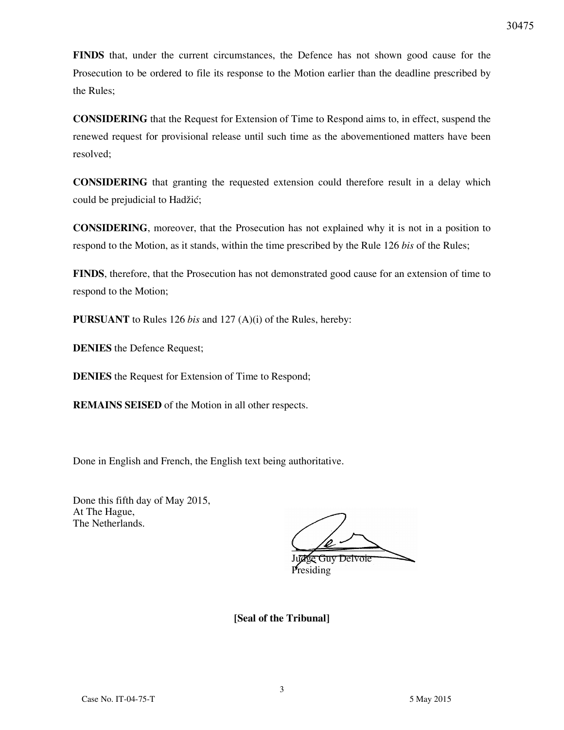**FINDS** that, under the current circumstances, the Defence has not shown good cause for the Prosecution to be ordered to file its response to the Motion earlier than the deadline prescribed by the Rules;

**CONSIDERING** that the Request for Extension of Time to Respond aims to, in effect, suspend the renewed request for provisional release until such time as the abovementioned matters have been resolved;

**CONSIDERING** that granting the requested extension could therefore result in a delay which could be prejudicial to Hadžić;

**CONSIDERING**, moreover, that the Prosecution has not explained why it is not in a position to respond to the Motion, as it stands, within the time prescribed by the Rule 126 *bis* of the Rules;

**FINDS**, therefore, that the Prosecution has not demonstrated good cause for an extension of time to respond to the Motion;

**PURSUANT** to Rules 126 *bis* and 127 (A)(i) of the Rules, hereby:

**DENIES** the Defence Request;

**DENIES** the Request for Extension of Time to Respond;

**REMAINS SEISED** of the Motion in all other respects.

Done in English and French, the English text being authoritative.

Done this fifth day of May 2015,
At The Hague,
The Netherlands.

Judge Guy Delvoie
Presiding

**[Seal of the Tribunal]**